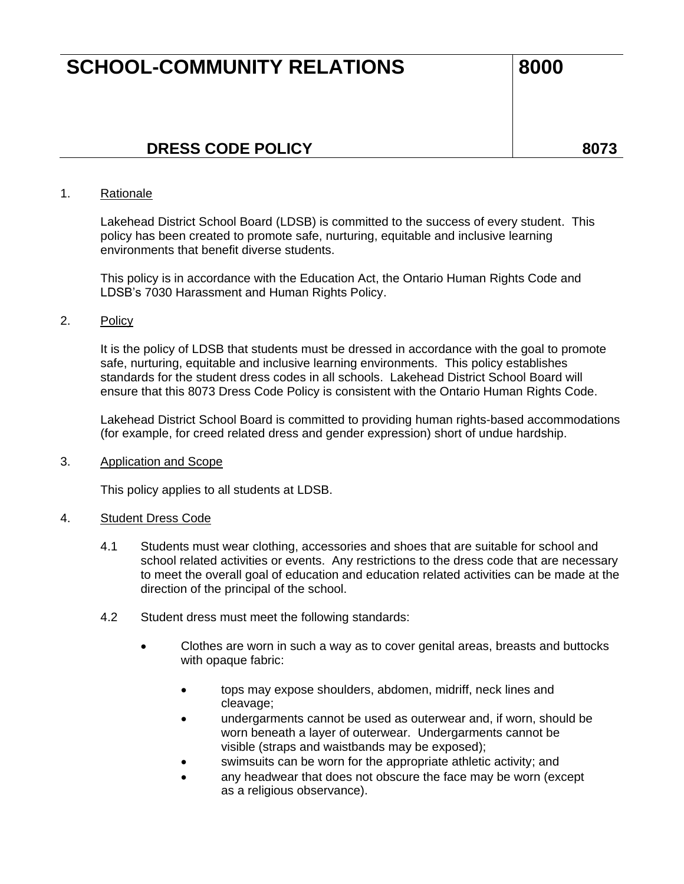# SCHOOL-COMMUNITY RELATIONS 8000

## DRESS CODE POLICY 8073

1. Rationale

   Lakehead District School Board (LDSB) is committed to the success of every student. This policy has been created to promote safe, nurturing, equitable and inclusive learning environments that benefit diverse students.

   This policy is in accordance with the Education Act, the Ontario Human Rights Code and LDSB's 7030 Harassment and Human Rights Policy.

2. Policy

   It is the policy of LDSB that students must be dressed in accordance with the goal to promote safe, nurturing, equitable and inclusive learning environments. This policy establishes standards for the student dress codes in all schools. Lakehead District School Board will ensure that this 8073 Dress Code Policy is consistent with the Ontario Human Rights Code.

   Lakehead District School Board is committed to providing human rights-based accommodations (for example, for creed related dress and gender expression) short of undue hardship.

3. Application and Scope

   This policy applies to all students at LDSB.

4. Student Dress Code

   4.1 Students must wear clothing, accessories and shoes that are suitable for school and school related activities or events. Any restrictions to the dress code that are necessary to meet the overall goal of education and education related activities can be made at the direction of the principal of the school.

   4.2 Student dress must meet the following standards:

   - Clothes are worn in such a way as to cover genital areas, breasts and buttocks with opaque fabric:
     - tops may expose shoulders, abdomen, midriff, neck lines and cleavage;
     - undergarments cannot be used as outerwear and, if worn, should be worn beneath a layer of outerwear. Undergarments cannot be visible (straps and waistbands may be exposed);
     - swimsuits can be worn for the appropriate athletic activity; and
     - any headwear that does not obscure the face may be worn (except as a religious observance).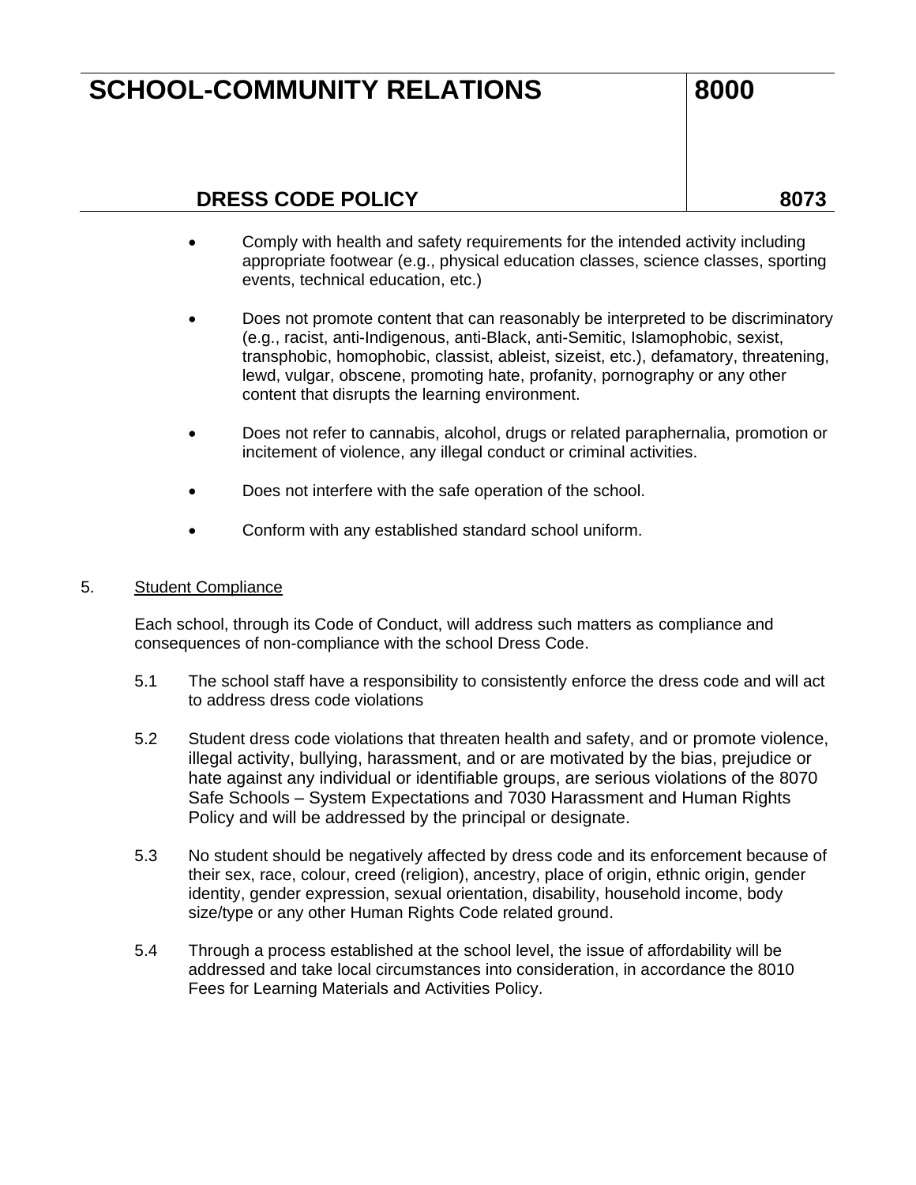- Comply with health and safety requirements for the intended activity including appropriate footwear (e.g., physical education classes, science classes, sporting events, technical education, etc.)

- Does not promote content that can reasonably be interpreted to be discriminatory (e.g., racist, anti-Indigenous, anti-Black, anti-Semitic, Islamophobic, sexist, transphobic, homophobic, classist, ableist, sizeist, etc.), defamatory, threatening, lewd, vulgar, obscene, promoting hate, profanity, pornography or any other content that disrupts the learning environment.

- Does not refer to cannabis, alcohol, drugs or related paraphernalia, promotion or incitement of violence, any illegal conduct or criminal activities.

- Does not interfere with the safe operation of the school.

- Conform with any established standard school uniform.

5. Student Compliance

Each school, through its Code of Conduct, will address such matters as compliance and consequences of non-compliance with the school Dress Code.

5.1 The school staff have a responsibility to consistently enforce the dress code and will act to address dress code violations

5.2 Student dress code violations that threaten health and safety, and or promote violence, illegal activity, bullying, harassment, and or are motivated by the bias, prejudice or hate against any individual or identifiable groups, are serious violations of the 8070 Safe Schools – System Expectations and 7030 Harassment and Human Rights Policy and will be addressed by the principal or designate.

5.3 No student should be negatively affected by dress code and its enforcement because of their sex, race, colour, creed (religion), ancestry, place of origin, ethnic origin, gender identity, gender expression, sexual orientation, disability, household income, body size/type or any other Human Rights Code related ground.

5.4 Through a process established at the school level, the issue of affordability will be addressed and take local circumstances into consideration, in accordance the 8010 Fees for Learning Materials and Activities Policy.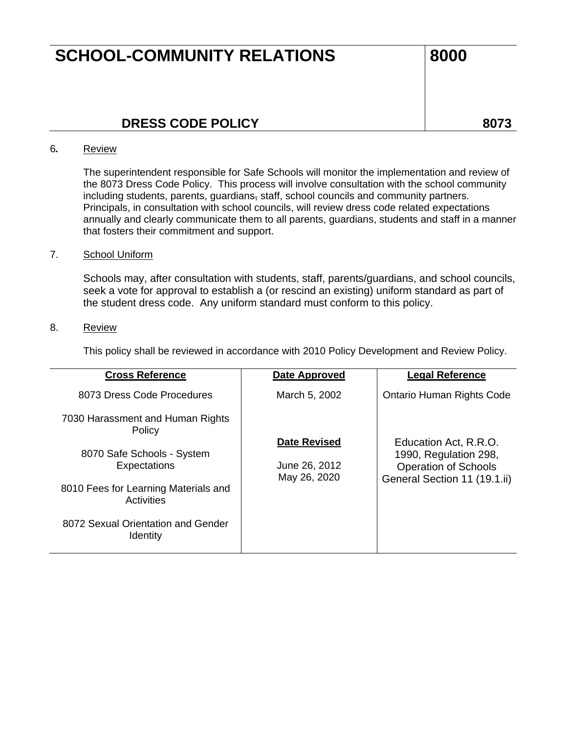# SCHOOL-COMMUNITY RELATIONS 8000

## DRESS CODE POLICY 8073

6. Review

The superintendent responsible for Safe Schools will monitor the implementation and review of the 8073 Dress Code Policy. This process will involve consultation with the school community including students, parents, guardians, staff, school councils and community partners. Principals, in consultation with school councils, will review dress code related expectations annually and clearly communicate them to all parents, guardians, students and staff in a manner that fosters their commitment and support.

7. School Uniform

Schools may, after consultation with students, staff, parents/guardians, and school councils, seek a vote for approval to establish a (or rescind an existing) uniform standard as part of the student dress code. Any uniform standard must conform to this policy.

8. Review

This policy shall be reviewed in accordance with 2010 Policy Development and Review Policy.

| Cross Reference | Date Approved | Legal Reference |
|---|---|---|
| 8073 Dress Code Procedures<br><br>7030 Harassment and Human Rights Policy<br><br>8070 Safe Schools - System Expectations<br><br>8010 Fees for Learning Materials and Activities<br><br>8072 Sexual Orientation and Gender Identity | March 5, 2002<br><br>**Date Revised**<br><br>June 26, 2012<br>May 26, 2020 | Ontario Human Rights Code<br><br>Education Act, R.R.O. 1990, Regulation 298, Operation of Schools General Section 11 (19.1.ii) |